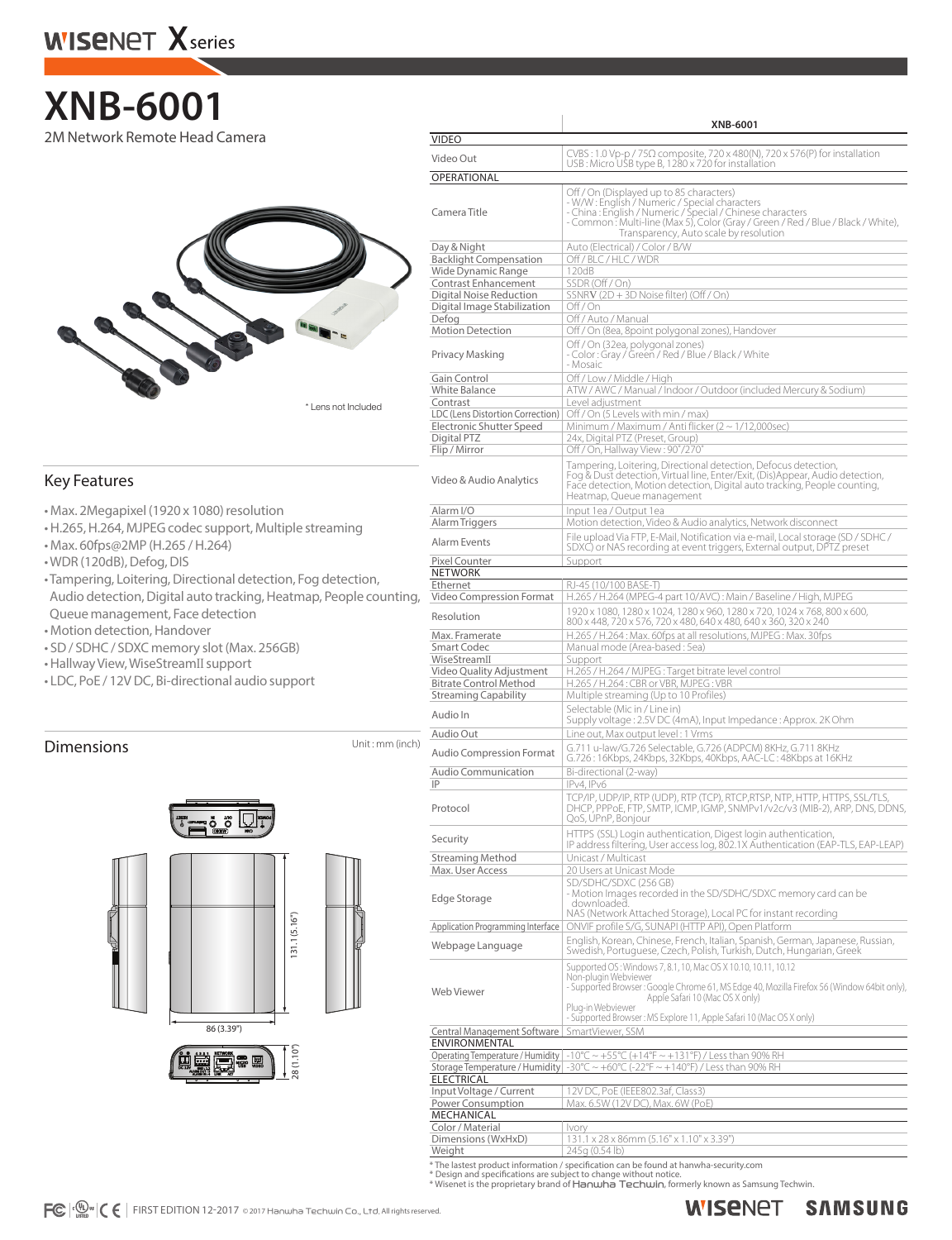# XNB-6001

2M Network Remote Head Camera

\* Lens not Included

## Key Features

- Max. 2Megapixel (1920 x 1080) resolution
- H.265, H.264, MJPEG codec support, Multiple streaming
- Max. 60fps@2MP (H.265 / H.264)
- WDR (120dB), Defog, DIS
- Tampering, Loitering, Directional detection, Fog detection, Audio detection, Digital auto tracking, Heatmap, People counting, Queue management, Face detection
- Motion detection, Handover
- SD / SDHC / SDXC memory slot (Max. 256GB)
- Hallway View, WiseStreamII support
- LDC, PoE / 12V DC, Bi-directional audio support

## Dimensions

Unit : mm (inch)

131.1 (5.16") | 86 (3.39") | 28 (1.10")

| | XNB-6001 |
|---|---|
| **VIDEO** | |
| Video Out | CVBS : 1.0 Vp-p / 75Ω composite, 720 x 480(N), 720 x 576(P) for installation<br>USB : Micro USB type B, 1280 x 720 for installation |
| **OPERATIONAL** | |
| Camera Title | Off / On (Displayed up to 85 characters)<br>- W/W : English / Numeric / Special characters<br>- China : English / Numeric / Special / Chinese characters<br>- Common : Multi-line (Max 5), Color (Gray / Green / Red / Blue / Black / White), Transparency, Auto scale by resolution |
| Day & Night | Auto (Electrical) / Color / B/W |
| Backlight Compensation | Off / BLC / HLC / WDR |
| Wide Dynamic Range | 120dB |
| Contrast Enhancement | SSDR (Off / On) |
| Digital Noise Reduction | SSNRV (2D + 3D Noise filter) (Off / On) |
| Digital Image Stabilization | Off / On |
| Defog | Off / Auto / Manual |
| Motion Detection | Off / On (8ea, 8point polygonal zones), Handover |
| Privacy Masking | Off / On (32ea, polygonal zones)<br>- Color : Gray / Green / Red / Blue / Black / White<br>- Mosaic |
| Gain Control | Off / Low / Middle / High |
| White Balance | ATW / AWC / Manual / Indoor / Outdoor (included Mercury & Sodium) |
| Contrast | Level adjustment |
| LDC (Lens Distortion Correction) | Off / On (5 Levels with min / max) |
| Electronic Shutter Speed | Minimum / Maximum / Anti flicker (2 ~ 1/12,000sec) |
| Digital PTZ | 24x, Digital PTZ (Preset, Group) |
| Flip / Mirror | Off / On, Hallway View : 90˚/270˚ |
| Video & Audio Analytics | Tampering, Loitering, Directional detection, Defocus detection, Fog & Dust detection, Virtual line, Enter/Exit, (Dis)Appear, Audio detection, Face detection, Motion detection, Digital auto tracking, People counting, Heatmap, Queue management |
| Alarm I/O | Input 1ea / Output 1ea |
| Alarm Triggers | Motion detection, Video & Audio analytics, Network disconnect |
| Alarm Events | File upload Via FTP, E-Mail, Notification via e-mail, Local storage (SD / SDHC / SDXC) or NAS recording at event triggers, External output, DPTZ preset |
| Pixel Counter | Support |
| **NETWORK** | |
| Ethernet | RJ-45 (10/100 BASE-T) |
| Video Compression Format | H.265 / H.264 (MPEG-4 part 10/AVC) : Main / Baseline / High, MJPEG |
| Resolution | 1920 x 1080, 1280 x 1024, 1280 x 960, 1280 x 720, 1024 x 768, 800 x 600, 800 x 448, 720 x 576, 720 x 480, 640 x 480, 640 x 360, 320 x 240 |
| Max. Framerate | H.265 / H.264 : Max. 60fps at all resolutions, MJPEG : Max. 30fps |
| Smart Codec | Manual mode (Area-based : 5ea) |
| WiseStreamII | Support |
| Video Quality Adjustment | H.265 / H.264 / MJPEG : Target bitrate level control |
| Bitrate Control Method | H.265 / H.264 : CBR or VBR, MJPEG : VBR |
| Streaming Capability | Multiple streaming (Up to 10 Profiles) |
| Audio In | Selectable (Mic in / Line in)<br>Supply voltage : 2.5V DC (4mA), Input Impedance : Approx. 2K Ohm |
| Audio Out | Line out, Max output level : 1 Vrms |
| Audio Compression Format | G.711 u-law/G.726 Selectable, G.726 (ADPCM) 8KHz, G.711 8KHz<br>G.726 : 16Kbps, 24Kbps, 32Kbps, 40Kbps, AAC-LC : 48Kbps at 16KHz |
| Audio Communication | Bi-directional (2-way) |
| IP | IPv4, IPv6 |
| Protocol | TCP/IP, UDP/IP, RTP (UDP), RTP (TCP), RTCP,RTSP, NTP, HTTP, HTTPS, SSL/TLS, DHCP, PPPoE, FTP, SMTP, ICMP, IGMP, SNMPv1/v2c/v3 (MIB-2), ARP, DNS, DDNS, QoS, UPnP, Bonjour |
| Security | HTTPS (SSL) Login authentication, Digest login authentication,<br>IP address filtering, User access log, 802.1X Authentication (EAP-TLS, EAP-LEAP) |
| Streaming Method | Unicast / Multicast |
| Max. User Access | 20 Users at Unicast Mode |
| Edge Storage | SD/SDHC/SDXC (256 GB)<br>- Motion Images recorded in the SD/SDHC/SDXC memory card can be downloaded.<br>NAS (Network Attached Storage), Local PC for instant recording |
| Application Programming Interface | ONVIF profile S/G, SUNAPI (HTTP API), Open Platform |
| Webpage Language | English, Korean, Chinese, French, Italian, Spanish, German, Japanese, Russian, Swedish, Portuguese, Czech, Polish, Turkish, Dutch, Hungarian, Greek |
| Web Viewer | Supported OS : Windows 7, 8.1, 10, Mac OS X 10.10, 10.11, 10.12<br>Non-plugin Webviewer<br>- Supported Browser : Google Chrome 61, MS Edge 40, Mozilla Firefox 56 (Window 64bit only), Apple Safari 10 (Mac OS X only)<br>Plug-in Webviewer<br>- Supported Browser : MS Explore 11, Apple Safari 10 (Mac OS X only) |
| Central Management Software | SmartViewer, SSM |
| **ENVIRONMENTAL** | |
| Operating Temperature / Humidity | -10°C ~ +55°C (+14°F ~ +131°F) / Less than 90% RH |
| Storage Temperature / Humidity | -30°C ~ +60°C (-22°F ~ +140°F) / Less than 90% RH |
| **ELECTRICAL** | |
| Input Voltage / Current | 12V DC, PoE (IEEE802.3af, Class3) |
| Power Consumption | Max. 6.5W (12V DC), Max. 6W (PoE) |
| **MECHANICAL** | |
| Color / Material | Ivory |
| Dimensions (WxHxD) | 131.1 x 28 x 86mm (5.16" x 1.10" x 3.39") |
| Weight | 245g (0.54 lb) |

\* The lastest product information / specification can be found at hanwha-security.com
\* Design and specifications are subject to change without notice.
\* Wisenet is the proprietary brand of Hanwha Techwin, formerly known as Samsung Techwin.

FIRST EDITION 12-2017 © 2017 Hanwha Techwin Co., Ltd. All rights reserved.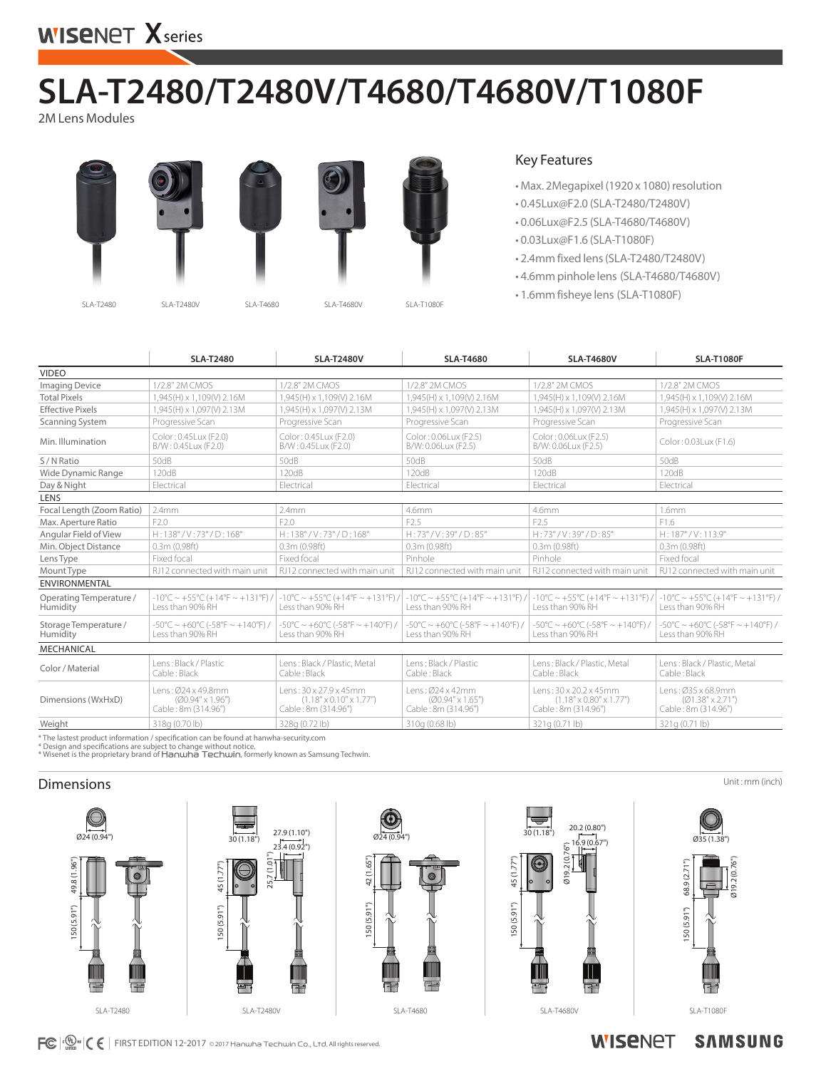WISENET X series

# SLA-T2480/T2480V/T4680/T4680V/T1080F

2M Lens Modules

SLA-T2480 SLA-T2480V SLA-T4680 SLA-T4680V SLA-T1080F

## Key Features

- Max. 2Megapixel (1920 x 1080) resolution
- 0.45Lux@F2.0 (SLA-T2480/T2480V)
- 0.06Lux@F2.5 (SLA-T4680/T4680V)
- 0.03Lux@F1.6 (SLA-T1080F)
- 2.4mm fixed lens (SLA-T2480/T2480V)
- 4.6mm pinhole lens (SLA-T4680/T4680V)
- 1.6mm fisheye lens (SLA-T1080F)

| | SLA-T2480 | SLA-T2480V | SLA-T4680 | SLA-T4680V | SLA-T1080F |
|---|---|---|---|---|---|
| **VIDEO** | | | | | |
| Imaging Device | 1/2.8" 2M CMOS | 1/2.8" 2M CMOS | 1/2.8" 2M CMOS | 1/2.8" 2M CMOS | 1/2.8" 2M CMOS |
| Total Pixels | 1,945(H) x 1,109(V) 2.16M | 1,945(H) x 1,109(V) 2.16M | 1,945(H) x 1,109(V) 2.16M | 1,945(H) x 1,109(V) 2.16M | 1,945(H) x 1,109(V) 2.16M |
| Effective Pixels | 1,945(H) x 1,097(V) 2.13M | 1,945(H) x 1,097(V) 2.13M | 1,945(H) x 1,097(V) 2.13M | 1,945(H) x 1,097(V) 2.13M | 1,945(H) x 1,097(V) 2.13M |
| Scanning System | Progressive Scan | Progressive Scan | Progressive Scan | Progressive Scan | Progressive Scan |
| Min. Illumination | Color : 0.45Lux (F2.0)<br>B/W : 0.45Lux (F2.0) | Color : 0.45Lux (F2.0)<br>B/W : 0.45Lux (F2.0) | Color : 0.06Lux (F2.5)<br>B/W: 0.06Lux (F2.5) | Color : 0.06Lux (F2.5)<br>B/W: 0.06Lux (F2.5) | Color : 0.03Lux (F1.6) |
| S / N Ratio | 50dB | 50dB | 50dB | 50dB | 50dB |
| Wide Dynamic Range | 120dB | 120dB | 120dB | 120dB | 120dB |
| Day & Night | Electrical | Electrical | Electrical | Electrical | Electrical |
| **LENS** | | | | | |
| Focal Length (Zoom Ratio) | 2.4mm | 2.4mm | 4.6mm | 4.6mm | 1.6mm |
| Max. Aperture Ratio | F2.0 | F2.0 | F2.5 | F2.5 | F1.6 |
| Angular Field of View | H : 138° / V : 73° / D : 168° | H : 138° / V : 73° / D : 168° | H : 73° / V : 39° / D : 85° | H : 73° / V : 39° / D : 85° | H : 187° / V : 113.9° |
| Min. Object Distance | 0.3m (0.98ft) | 0.3m (0.98ft) | 0.3m (0.98ft) | 0.3m (0.98ft) | 0.3m (0.98ft) |
| Lens Type | Fixed focal | Fixed focal | Pinhole | Pinhole | Fixed focal |
| Mount Type | RJ12 connected with main unit | RJ12 connected with main unit | RJ12 connected with main unit | RJ12 connected with main unit | RJ12 connected with main unit |
| **ENVIRONMENTAL** | | | | | |
| Operating Temperature / Humidity | -10°C ~ +55°C (+14°F ~ +131°F) / Less than 90% RH | -10°C ~ +55°C (+14°F ~ +131°F) / Less than 90% RH | -10°C ~ +55°C (+14°F ~ +131°F) / Less than 90% RH | -10°C ~ +55°C (+14°F ~ +131°F) / Less than 90% RH | -10°C ~ +55°C (+14°F ~ +131°F) / Less than 90% RH |
| Storage Temperature / Humidity | -50°C ~ +60°C (-58°F ~ +140°F) / Less than 90% RH | -50°C ~ +60°C (-58°F ~ +140°F) / Less than 90% RH | -50°C ~ +60°C (-58°F ~ +140°F) / Less than 90% RH | -50°C ~ +60°C (-58°F ~ +140°F) / Less than 90% RH | -50°C ~ +60°C (-58°F ~ +140°F) / Less than 90% RH |
| **MECHANICAL** | | | | | |
| Color / Material | Lens : Black / Plastic<br>Cable : Black | Lens : Black / Plastic, Metal<br>Cable : Black | Lens : Black / Plastic<br>Cable : Black | Lens : Black / Plastic, Metal<br>Cable : Black | Lens : Black / Plastic, Metal<br>Cable : Black |
| Dimensions (WxHxD) | Lens : Ø24 x 49.8mm (Ø0.94" x 1.96")<br>Cable : 8m (314.96") | Lens : 30 x 27.9 x 45mm (1.18" x 0.10" x 1.77")<br>Cable : 8m (314.96") | Lens : Ø24 x 42mm (Ø0.94" x 1.65")<br>Cable : 8m (314.96") | Lens : 30 x 20.2 x 45mm (1.18" x 0.80" x 1.77")<br>Cable : 8m (314.96") | Lens : Ø35 x 68.9mm (Ø1.38" x 2.71")<br>Cable : 8m (314.96") |
| Weight | 318g (0.70 lb) | 328g (0.72 lb) | 310g (0.68 lb) | 321g (0.71 lb) | 321g (0.71 lb) |

* The lastest product information / specification can be found at hanwha-security.com
* Design and specifications are subject to change without notice.
* Wisenet is the proprietary brand of Hanwha Techwin, formerly known as Samsung Techwin.

## Dimensions

Unit : mm (inch)

SLA-T2480: Ø24 (0.94"), 49.8 (1.96"), 150 (5.91")

SLA-T2480V: 30 (1.18"), 27.9 (1.10"), 23.4 (0.92"), 25.7 (1.01"), 45 (1.77"), 150 (5.91")

SLA-T4680: Ø24 (0.94"), 42 (1.65"), 150 (5.91")

SLA-T4680V: 30 (1.18"), 20.2 (0.80"), 16.9 (0.67"), Ø19.2 (0.76"), 45 (1.77"), 150 (5.91")

SLA-T1080F: Ø35 (1.38"), 68.9 (2.71"), Ø19.2 (0.76"), 150 (5.91")

FIRST EDITION 12-2017 © 2017 Hanwha Techwin Co., Ltd. All rights reserved.

WISENET SAMSUNG